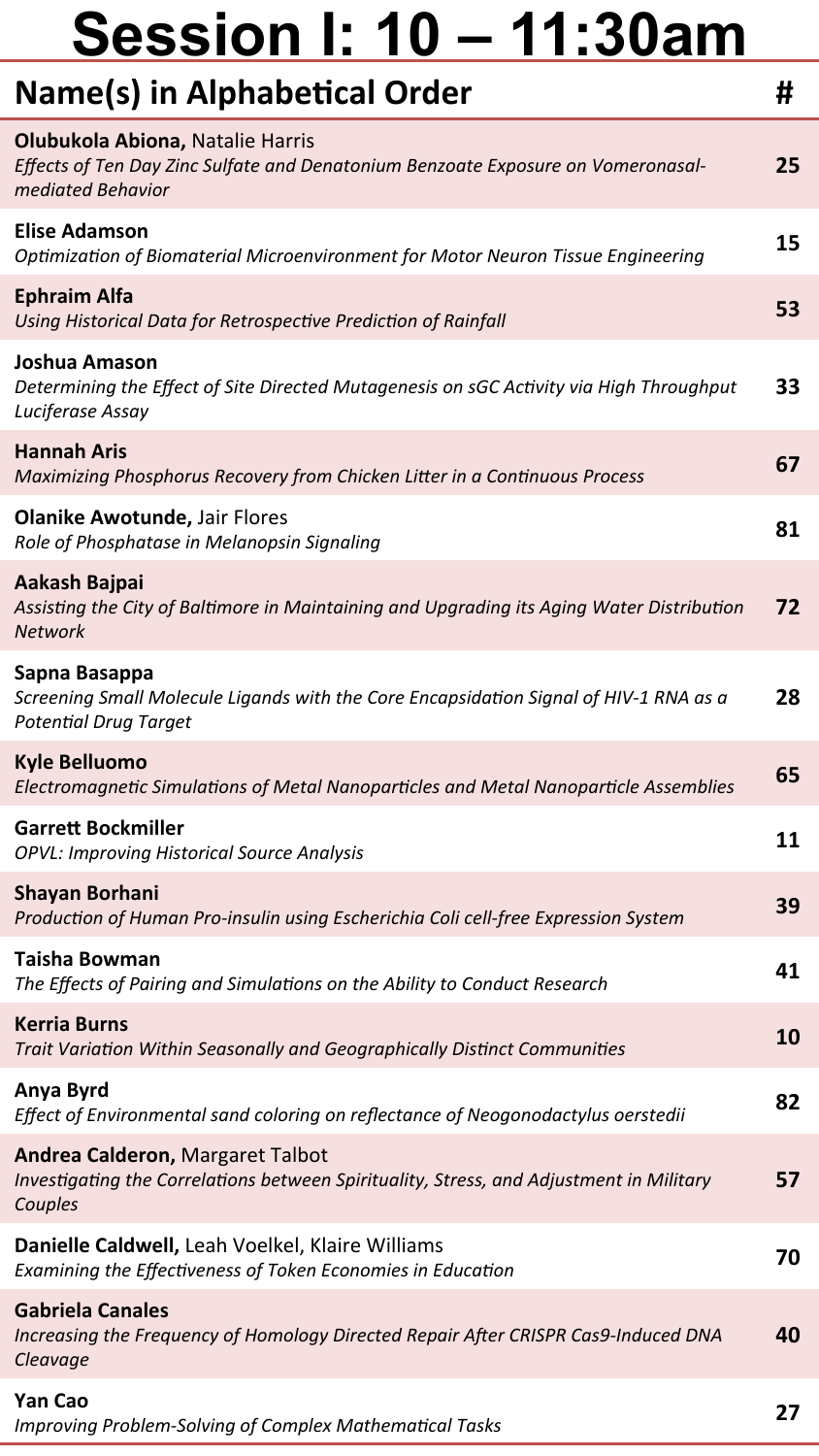# Session I: 10 – 11:30am

| Name(s) in Alphabetical Order | # |
|---|---|
| **Olubukola Abiona,** Natalie Harris<br>*Effects of Ten Day Zinc Sulfate and Denatonium Benzoate Exposure on Vomeronasal-mediated Behavior* | 25 |
| **Elise Adamson**<br>*Optimization of Biomaterial Microenvironment for Motor Neuron Tissue Engineering* | 15 |
| **Ephraim Alfa**<br>*Using Historical Data for Retrospective Prediction of Rainfall* | 53 |
| **Joshua Amason**<br>*Determining the Effect of Site Directed Mutagenesis on sGC Activity via High Throughput Luciferase Assay* | 33 |
| **Hannah Aris**<br>*Maximizing Phosphorus Recovery from Chicken Litter in a Continuous Process* | 67 |
| **Olanike Awotunde,** Jair Flores<br>*Role of Phosphatase in Melanopsin Signaling* | 81 |
| **Aakash Bajpai**<br>*Assisting the City of Baltimore in Maintaining and Upgrading its Aging Water Distribution Network* | 72 |
| **Sapna Basappa**<br>*Screening Small Molecule Ligands with the Core Encapsidation Signal of HIV-1 RNA as a Potential Drug Target* | 28 |
| **Kyle Belluomo**<br>*Electromagnetic Simulations of Metal Nanoparticles and Metal Nanoparticle Assemblies* | 65 |
| **Garrett Bockmiller**<br>*OPVL: Improving Historical Source Analysis* | 11 |
| **Shayan Borhani**<br>*Production of Human Pro-insulin using Escherichia Coli cell-free Expression System* | 39 |
| **Taisha Bowman**<br>*The Effects of Pairing and Simulations on the Ability to Conduct Research* | 41 |
| **Kerria Burns**<br>*Trait Variation Within Seasonally and Geographically Distinct Communities* | 10 |
| **Anya Byrd**<br>*Effect of Environmental sand coloring on reflectance of Neogonodactylus oerstedii* | 82 |
| **Andrea Calderon,** Margaret Talbot<br>*Investigating the Correlations between Spirituality, Stress, and Adjustment in Military Couples* | 57 |
| **Danielle Caldwell,** Leah Voelkel, Klaire Williams<br>*Examining the Effectiveness of Token Economies in Education* | 70 |
| **Gabriela Canales**<br>*Increasing the Frequency of Homology Directed Repair After CRISPR Cas9-Induced DNA Cleavage* | 40 |
| **Yan Cao**<br>*Improving Problem-Solving of Complex Mathematical Tasks* | 27 |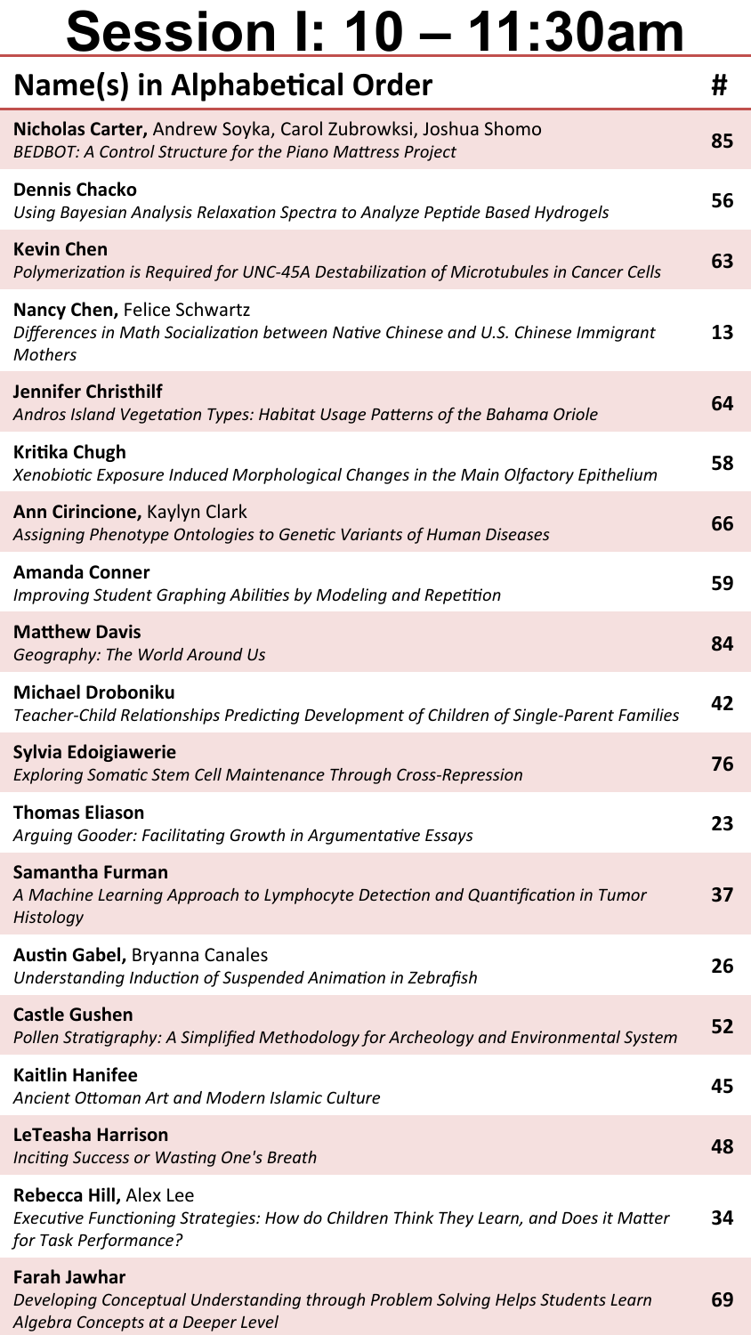# Session I: 10 – 11:30am

| Name(s) in Alphabetical Order | # |
|---|---|
| **Nicholas Carter,** Andrew Soyka, Carol Zubrowksi, Joshua Shomo<br>*BEDBOT: A Control Structure for the Piano Mattress Project* | 85 |
| **Dennis Chacko**<br>*Using Bayesian Analysis Relaxation Spectra to Analyze Peptide Based Hydrogels* | 56 |
| **Kevin Chen**<br>*Polymerization is Required for UNC-45A Destabilization of Microtubules in Cancer Cells* | 63 |
| **Nancy Chen,** Felice Schwartz<br>*Differences in Math Socialization between Native Chinese and U.S. Chinese Immigrant Mothers* | 13 |
| **Jennifer Christhilf**<br>*Andros Island Vegetation Types: Habitat Usage Patterns of the Bahama Oriole* | 64 |
| **Kritika Chugh**<br>*Xenobiotic Exposure Induced Morphological Changes in the Main Olfactory Epithelium* | 58 |
| **Ann Cirincione,** Kaylyn Clark<br>*Assigning Phenotype Ontologies to Genetic Variants of Human Diseases* | 66 |
| **Amanda Conner**<br>*Improving Student Graphing Abilities by Modeling and Repetition* | 59 |
| **Matthew Davis**<br>*Geography: The World Around Us* | 84 |
| **Michael Droboniku**<br>*Teacher-Child Relationships Predicting Development of Children of Single-Parent Families* | 42 |
| **Sylvia Edoigiawerie**<br>*Exploring Somatic Stem Cell Maintenance Through Cross-Repression* | 76 |
| **Thomas Eliason**<br>*Arguing Gooder: Facilitating Growth in Argumentative Essays* | 23 |
| **Samantha Furman**<br>*A Machine Learning Approach to Lymphocyte Detection and Quantification in Tumor Histology* | 37 |
| **Austin Gabel,** Bryanna Canales<br>*Understanding Induction of Suspended Animation in Zebrafish* | 26 |
| **Castle Gushen**<br>*Pollen Stratigraphy: A Simplified Methodology for Archeology and Environmental System* | 52 |
| **Kaitlin Hanifee**<br>*Ancient Ottoman Art and Modern Islamic Culture* | 45 |
| **LeTeasha Harrison**<br>*Inciting Success or Wasting One's Breath* | 48 |
| **Rebecca Hill,** Alex Lee<br>*Executive Functioning Strategies: How do Children Think They Learn, and Does it Matter for Task Performance?* | 34 |
| **Farah Jawhar**<br>*Developing Conceptual Understanding through Problem Solving Helps Students Learn Algebra Concepts at a Deeper Level* | 69 |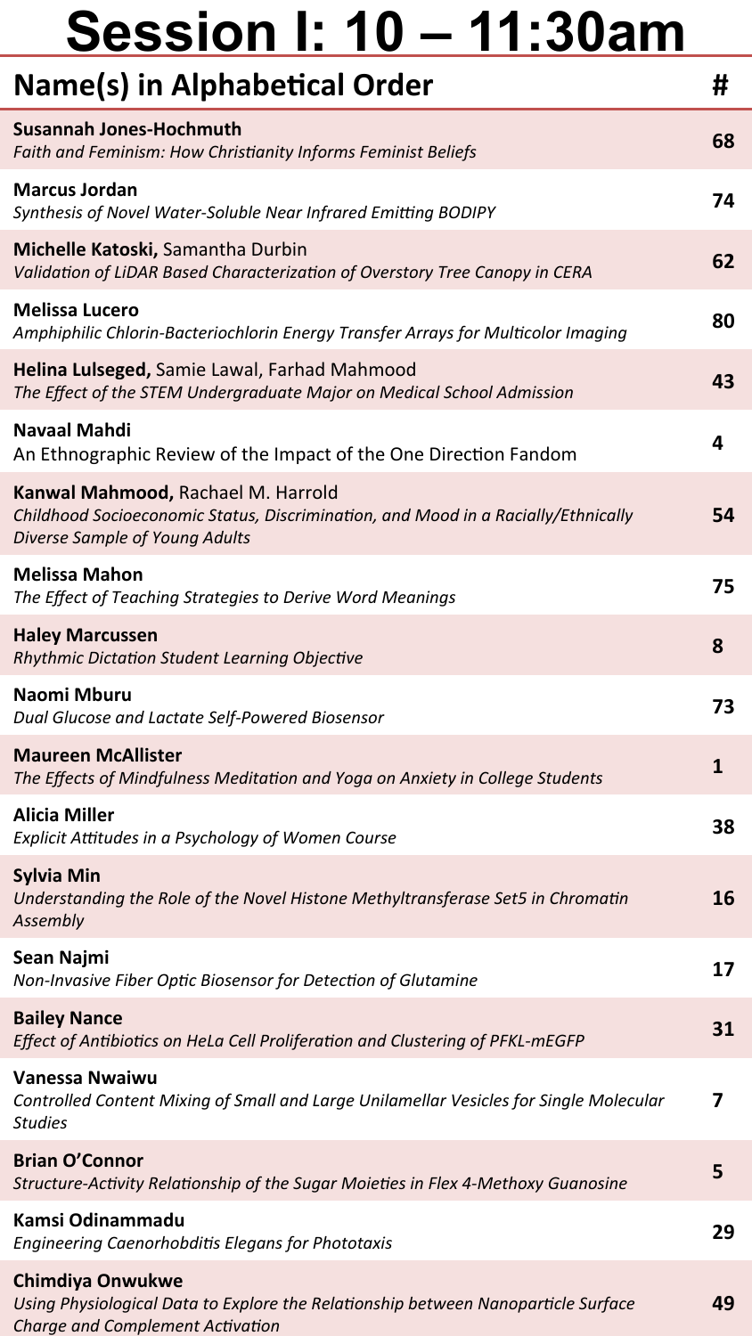# Session I: 10 – 11:30am

| Name(s) in Alphabetical Order | # |
|---|---|
| **Susannah Jones-Hochmuth**<br>*Faith and Feminism: How Christianity Informs Feminist Beliefs* | 68 |
| **Marcus Jordan**<br>*Synthesis of Novel Water-Soluble Near Infrared Emitting BODIPY* | 74 |
| **Michelle Katoski,** Samantha Durbin<br>*Validation of LiDAR Based Characterization of Overstory Tree Canopy in CERA* | 62 |
| **Melissa Lucero**<br>*Amphiphilic Chlorin-Bacteriochlorin Energy Transfer Arrays for Multicolor Imaging* | 80 |
| **Helina Lulseged,** Samie Lawal, Farhad Mahmood<br>*The Effect of the STEM Undergraduate Major on Medical School Admission* | 43 |
| **Navaal Mahdi**<br>An Ethnographic Review of the Impact of the One Direction Fandom | 4 |
| **Kanwal Mahmood,** Rachael M. Harrold<br>*Childhood Socioeconomic Status, Discrimination, and Mood in a Racially/Ethnically Diverse Sample of Young Adults* | 54 |
| **Melissa Mahon**<br>*The Effect of Teaching Strategies to Derive Word Meanings* | 75 |
| **Haley Marcussen**<br>*Rhythmic Dictation Student Learning Objective* | 8 |
| **Naomi Mburu**<br>*Dual Glucose and Lactate Self-Powered Biosensor* | 73 |
| **Maureen McAllister**<br>*The Effects of Mindfulness Meditation and Yoga on Anxiety in College Students* | 1 |
| **Alicia Miller**<br>*Explicit Attitudes in a Psychology of Women Course* | 38 |
| **Sylvia Min**<br>*Understanding the Role of the Novel Histone Methyltransferase Set5 in Chromatin Assembly* | 16 |
| **Sean Najmi**<br>*Non-Invasive Fiber Optic Biosensor for Detection of Glutamine* | 17 |
| **Bailey Nance**<br>*Effect of Antibiotics on HeLa Cell Proliferation and Clustering of PFKL-mEGFP* | 31 |
| **Vanessa Nwaiwu**<br>*Controlled Content Mixing of Small and Large Unilamellar Vesicles for Single Molecular Studies* | 7 |
| **Brian O'Connor**<br>*Structure-Activity Relationship of the Sugar Moieties in Flex 4-Methoxy Guanosine* | 5 |
| **Kamsi Odinammadu**<br>*Engineering Caenorhobditis Elegans for Phototaxis* | 29 |
| **Chimdiya Onwukwe**<br>*Using Physiological Data to Explore the Relationship between Nanoparticle Surface Charge and Complement Activation* | 49 |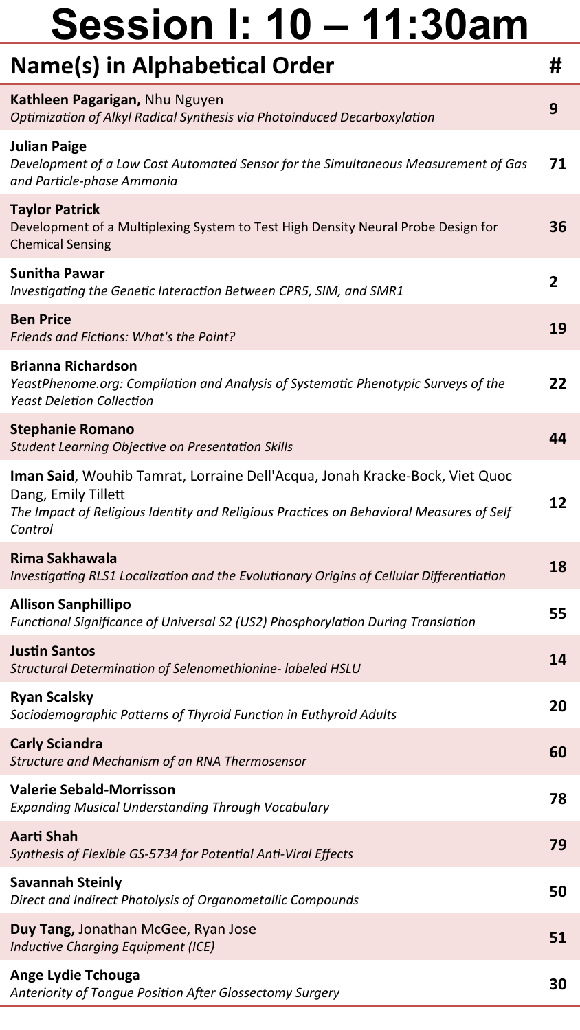# Session I: 10 – 11:30am

| Name(s) in Alphabetical Order | # |
| --- | --- |
| **Kathleen Pagarigan,** Nhu Nguyen<br>*Optimization of Alkyl Radical Synthesis via Photoinduced Decarboxylation* | 9 |
| **Julian Paige**<br>*Development of a Low Cost Automated Sensor for the Simultaneous Measurement of Gas and Particle-phase Ammonia* | 71 |
| **Taylor Patrick**<br>Development of a Multiplexing System to Test High Density Neural Probe Design for Chemical Sensing | 36 |
| **Sunitha Pawar**<br>*Investigating the Genetic Interaction Between CPR5, SIM, and SMR1* | 2 |
| **Ben Price**<br>*Friends and Fictions: What's the Point?* | 19 |
| **Brianna Richardson**<br>*YeastPhenome.org: Compilation and Analysis of Systematic Phenotypic Surveys of the Yeast Deletion Collection* | 22 |
| **Stephanie Romano**<br>*Student Learning Objective on Presentation Skills* | 44 |
| **Iman Said**, Wouhib Tamrat, Lorraine Dell'Acqua, Jonah Kracke-Bock, Viet Quoc Dang, Emily Tillett<br>*The Impact of Religious Identity and Religious Practices on Behavioral Measures of Self Control* | 12 |
| **Rima Sakhawala**<br>*Investigating RLS1 Localization and the Evolutionary Origins of Cellular Differentiation* | 18 |
| **Allison Sanphillipo**<br>*Functional Significance of Universal S2 (US2) Phosphorylation During Translation* | 55 |
| **Justin Santos**<br>*Structural Determination of Selenomethionine- labeled HSLU* | 14 |
| **Ryan Scalsky**<br>*Sociodemographic Patterns of Thyroid Function in Euthyroid Adults* | 20 |
| **Carly Sciandra**<br>*Structure and Mechanism of an RNA Thermosensor* | 60 |
| **Valerie Sebald-Morrisson**<br>*Expanding Musical Understanding Through Vocabulary* | 78 |
| **Aarti Shah**<br>*Synthesis of Flexible GS-5734 for Potential Anti-Viral Effects* | 79 |
| **Savannah Steinly**<br>*Direct and Indirect Photolysis of Organometallic Compounds* | 50 |
| **Duy Tang,** Jonathan McGee, Ryan Jose<br>*Inductive Charging Equipment (ICE)* | 51 |
| **Ange Lydie Tchouga**<br>*Anteriority of Tongue Position After Glossectomy Surgery* | 30 |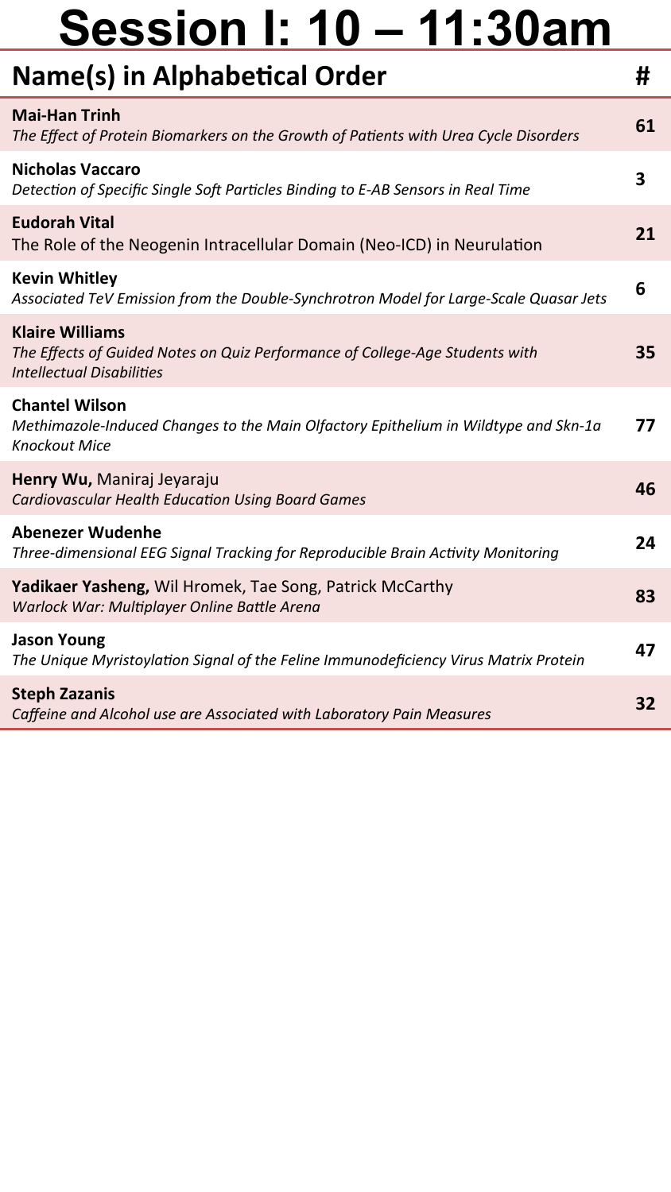# Session I: 10 – 11:30am

| Name(s) in Alphabetical Order | # |
|---|---|
| **Mai-Han Trinh**<br>*The Effect of Protein Biomarkers on the Growth of Patients with Urea Cycle Disorders* | 61 |
| **Nicholas Vaccaro**<br>*Detection of Specific Single Soft Particles Binding to E-AB Sensors in Real Time* | 3 |
| **Eudorah Vital**<br>The Role of the Neogenin Intracellular Domain (Neo-ICD) in Neurulation | 21 |
| **Kevin Whitley**<br>*Associated TeV Emission from the Double-Synchrotron Model for Large-Scale Quasar Jets* | 6 |
| **Klaire Williams**<br>*The Effects of Guided Notes on Quiz Performance of College-Age Students with Intellectual Disabilities* | 35 |
| **Chantel Wilson**<br>*Methimazole-Induced Changes to the Main Olfactory Epithelium in Wildtype and Skn-1a Knockout Mice* | 77 |
| **Henry Wu,** Maniraj Jeyaraju<br>*Cardiovascular Health Education Using Board Games* | 46 |
| **Abenezer Wudenhe**<br>*Three-dimensional EEG Signal Tracking for Reproducible Brain Activity Monitoring* | 24 |
| **Yadikaer Yasheng,** Wil Hromek, Tae Song, Patrick McCarthy<br>*Warlock War: Multiplayer Online Battle Arena* | 83 |
| **Jason Young**<br>*The Unique Myristoylation Signal of the Feline Immunodeficiency Virus Matrix Protein* | 47 |
| **Steph Zazanis**<br>*Caffeine and Alcohol use are Associated with Laboratory Pain Measures* | 32 |